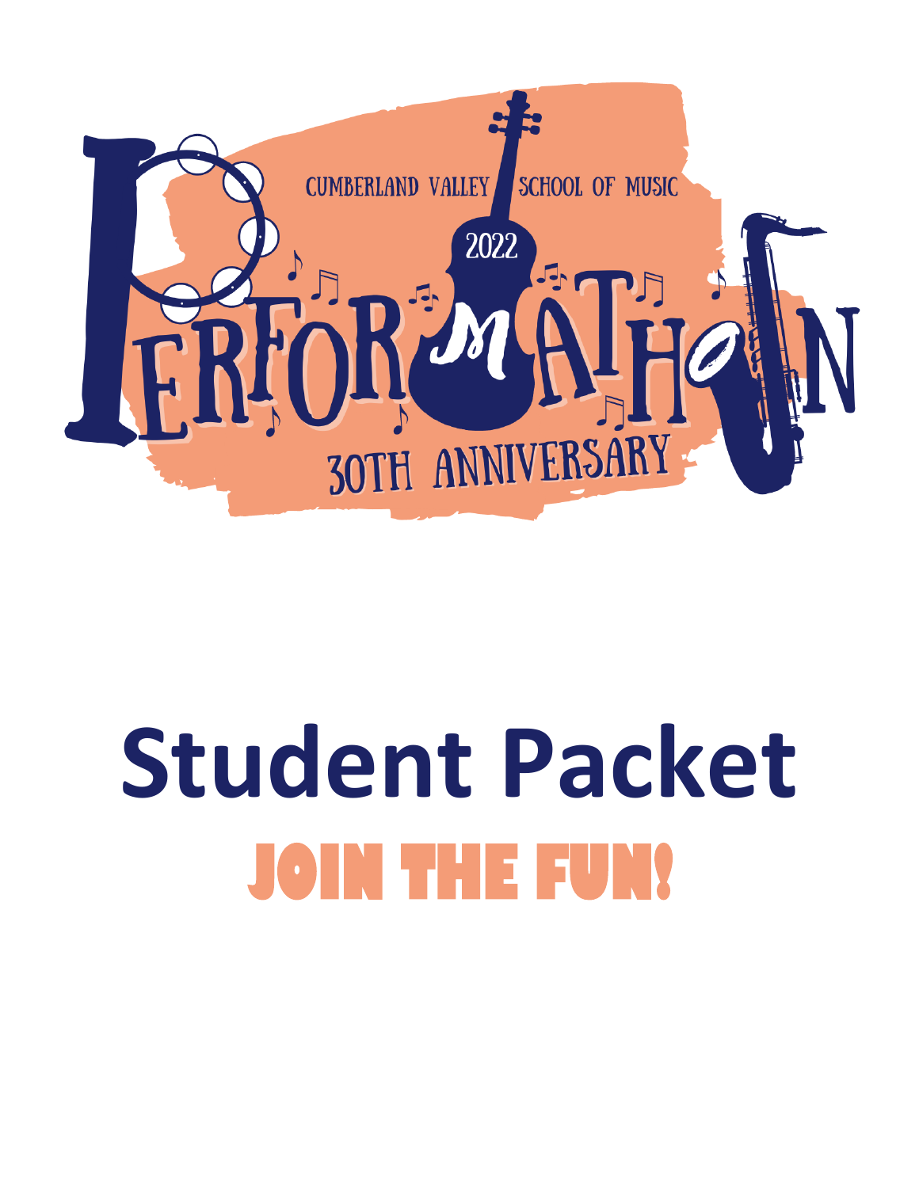CUMBERLAND VALLEY SCHOOL OF MUSIC

2022

# PERFORMATHON

30TH ANNIVERSARY

# Student Packet

## JOIN THE FUN!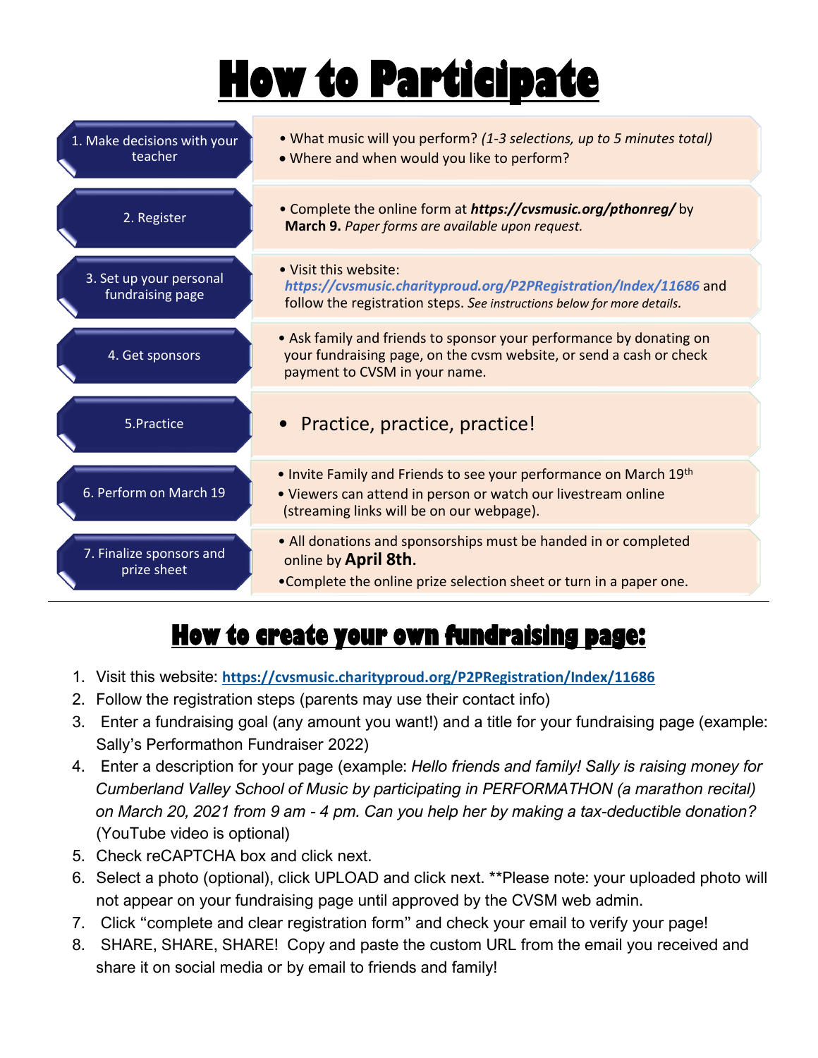# How to Participate

| Step | Details |
| --- | --- |
| 1. Make decisions with your teacher | • What music will you perform? *(1-3 selections, up to 5 minutes total)*<br>• Where and when would you like to perform? |
| 2. Register | • Complete the online form at ***https://cvsmusic.org/pthonreg/*** by **March 9.** *Paper forms are available upon request.* |
| 3. Set up your personal fundraising page | • Visit this website: ***https://cvsmusic.charityproud.org/P2PRegistration/Index/11686*** and follow the registration steps. *See instructions below for more details.* |
| 4. Get sponsors | • Ask family and friends to sponsor your performance by donating on your fundraising page, on the cvsm website, or send a cash or check payment to CVSM in your name. |
| 5.Practice | • Practice, practice, practice! |
| 6. Perform on March 19 | • Invite Family and Friends to see your performance on March 19th<br>• Viewers can attend in person or watch our livestream online (streaming links will be on our webpage). |
| 7. Finalize sponsors and prize sheet | • All donations and sponsorships must be handed in or completed online by **April 8th.**<br>•Complete the online prize selection sheet or turn in a paper one. |

## How to create your own fundraising page:

1. Visit this website: **https://cvsmusic.charityproud.org/P2PRegistration/Index/11686**
2. Follow the registration steps (parents may use their contact info)
3. Enter a fundraising goal (any amount you want!) and a title for your fundraising page (example: Sally's Performathon Fundraiser 2022)
4. Enter a description for your page (example: *Hello friends and family! Sally is raising money for Cumberland Valley School of Music by participating in PERFORMATHON (a marathon recital) on March 20, 2021 from 9 am - 4 pm. Can you help her by making a tax-deductible donation?* (YouTube video is optional)
5. Check reCAPTCHA box and click next.
6. Select a photo (optional), click UPLOAD and click next. **Please note: your uploaded photo will not appear on your fundraising page until approved by the CVSM web admin.
7. Click "complete and clear registration form" and check your email to verify your page!
8. SHARE, SHARE, SHARE! Copy and paste the custom URL from the email you received and share it on social media or by email to friends and family!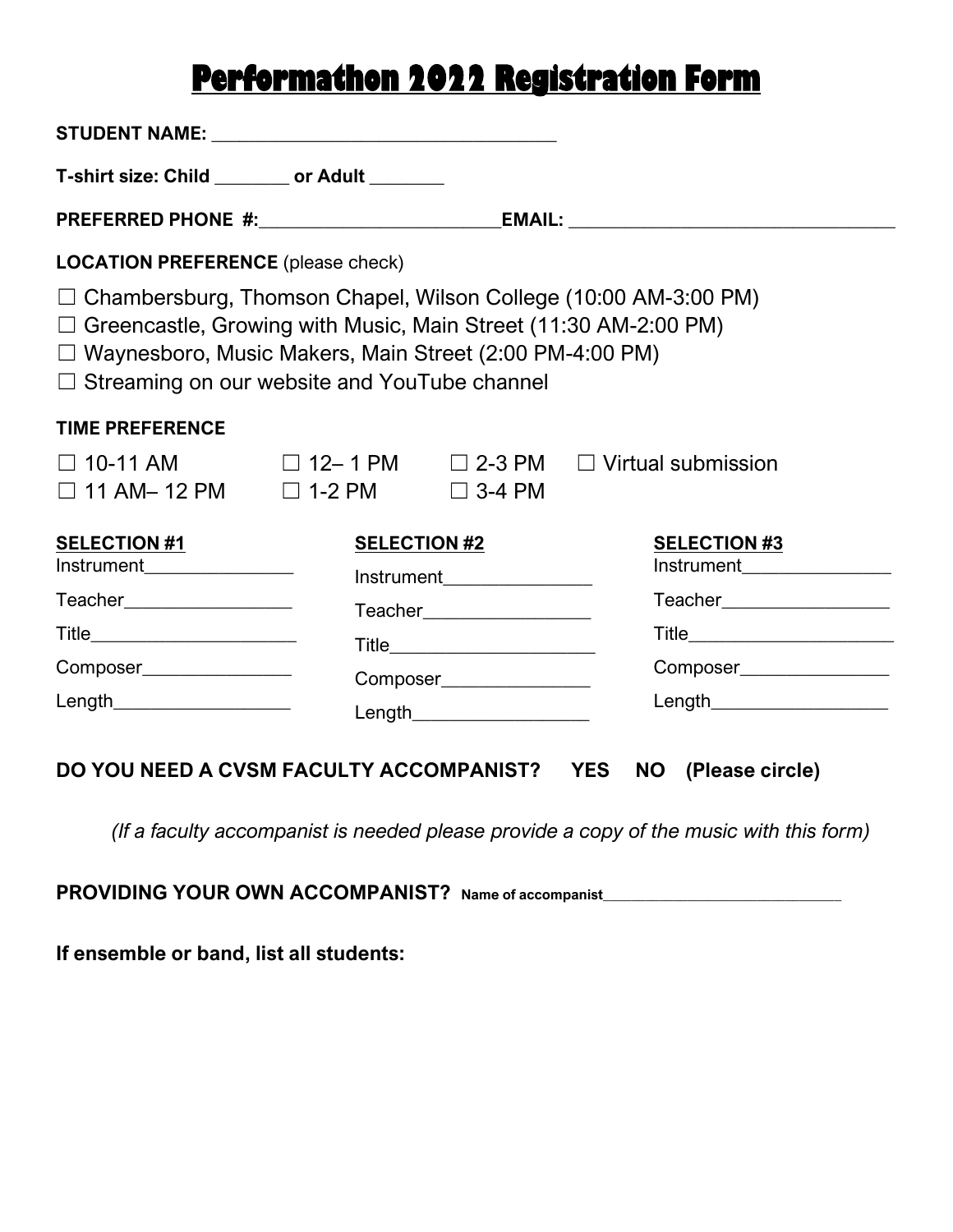# Performathon 2022 Registration Form

**STUDENT NAME:** ___________________________________

**T-shirt size: Child** _______ **or Adult** _______

**PREFERRED PHONE #:**_________________________ **EMAIL:** _________________________________

**LOCATION PREFERENCE** (please check)

☐ Chambersburg, Thomson Chapel, Wilson College (10:00 AM-3:00 PM)
☐ Greencastle, Growing with Music, Main Street (11:30 AM-2:00 PM)
☐ Waynesboro, Music Makers, Main Street (2:00 PM-4:00 PM)
☐ Streaming on our website and YouTube channel

**TIME PREFERENCE**

☐ 10-11 AM ☐ 12– 1 PM ☐ 2-3 PM ☐ Virtual submission
☐ 11 AM– 12 PM ☐ 1-2 PM ☐ 3-4 PM

**SELECTION #1**
Instrument_______________
Teacher_________________
Title_____________________
Composer_______________
Length__________________

**SELECTION #2**
Instrument_______________
Teacher_________________
Title_____________________
Composer_______________
Length__________________

**SELECTION #3**
Instrument_______________
Teacher_________________
Title_____________________
Composer_______________
Length__________________

**DO YOU NEED A CVSM FACULTY ACCOMPANIST? YES NO (Please circle)**

*(If a faculty accompanist is needed please provide a copy of the music with this form)*

**PROVIDING YOUR OWN ACCOMPANIST?** Name of accompanist___________________________

**If ensemble or band, list all students:**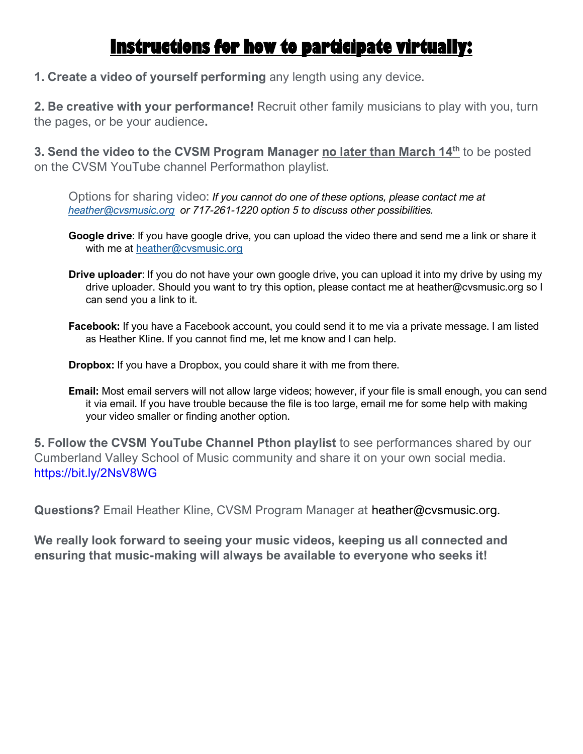# Instructions for how to participate virtually:

**1. Create a video of yourself performing** any length using any device.

**2. Be creative with your performance!** Recruit other family musicians to play with you, turn the pages, or be your audience**.**

**3. Send the video to the CVSM Program Manager** **no later than March 14th** to be posted on the CVSM YouTube channel Performathon playlist.

> Options for sharing video: *If you cannot do one of these options, please contact me at heather@cvsmusic.org or 717-261-1220 option 5 to discuss other possibilities.*
>
> **Google drive**: If you have google drive, you can upload the video there and send me a link or share it with me at heather@cvsmusic.org
>
> **Drive uploader**: If you do not have your own google drive, you can upload it into my drive by using my drive uploader. Should you want to try this option, please contact me at heather@cvsmusic.org so I can send you a link to it.
>
> **Facebook:** If you have a Facebook account, you could send it to me via a private message. I am listed as Heather Kline. If you cannot find me, let me know and I can help.
>
> **Dropbox:** If you have a Dropbox, you could share it with me from there.
>
> **Email:** Most email servers will not allow large videos; however, if your file is small enough, you can send it via email. If you have trouble because the file is too large, email me for some help with making your video smaller or finding another option.

**5. Follow the CVSM YouTube Channel Pthon playlist** to see performances shared by our Cumberland Valley School of Music community and share it on your own social media. https://bit.ly/2NsV8WG

**Questions?** Email Heather Kline, CVSM Program Manager at heather@cvsmusic.org.

**We really look forward to seeing your music videos, keeping us all connected and ensuring that music-making will always be available to everyone who seeks it!**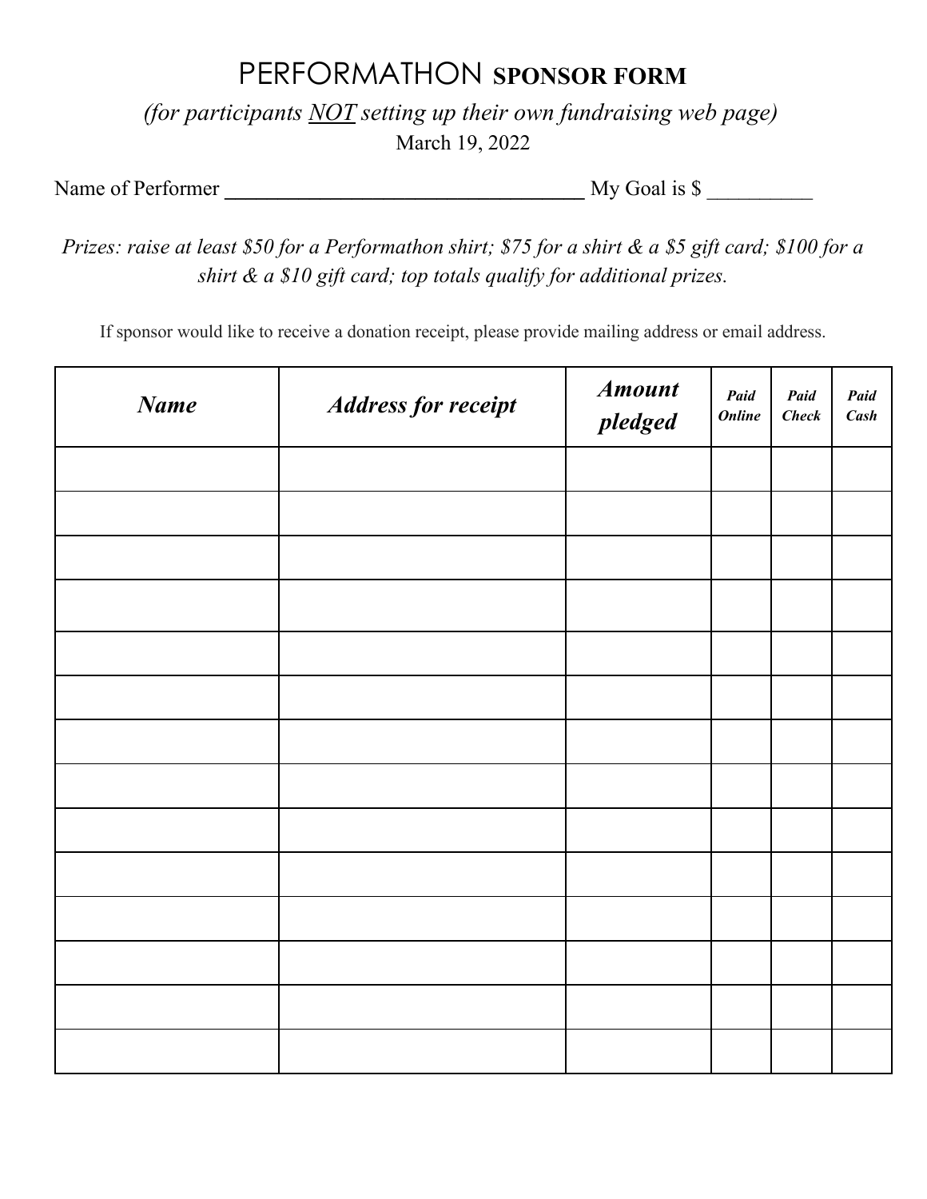# PERFORMATHON **SPONSOR FORM**

*(for participants* ***NOT*** *setting up their own fundraising web page)*

March 19, 2022

Name of Performer ______________________________ My Goal is $ __________

*Prizes: raise at least $50 for a Performathon shirt; $75 for a shirt & a $5 gift card; $100 for a shirt & a $10 gift card; top totals qualify for additional prizes.*

If sponsor would like to receive a donation receipt, please provide mailing address or email address.

| ***Name*** | ***Address for receipt*** | ***Amount pledged*** | ***Paid Online*** | ***Paid Check*** | ***Paid Cash*** |
|---|---|---|---|---|---|
| | | | | | |
| | | | | | |
| | | | | | |
| | | | | | |
| | | | | | |
| | | | | | |
| | | | | | |
| | | | | | |
| | | | | | |
| | | | | | |
| | | | | | |
| | | | | | |
| | | | | | |
| | | | | | |